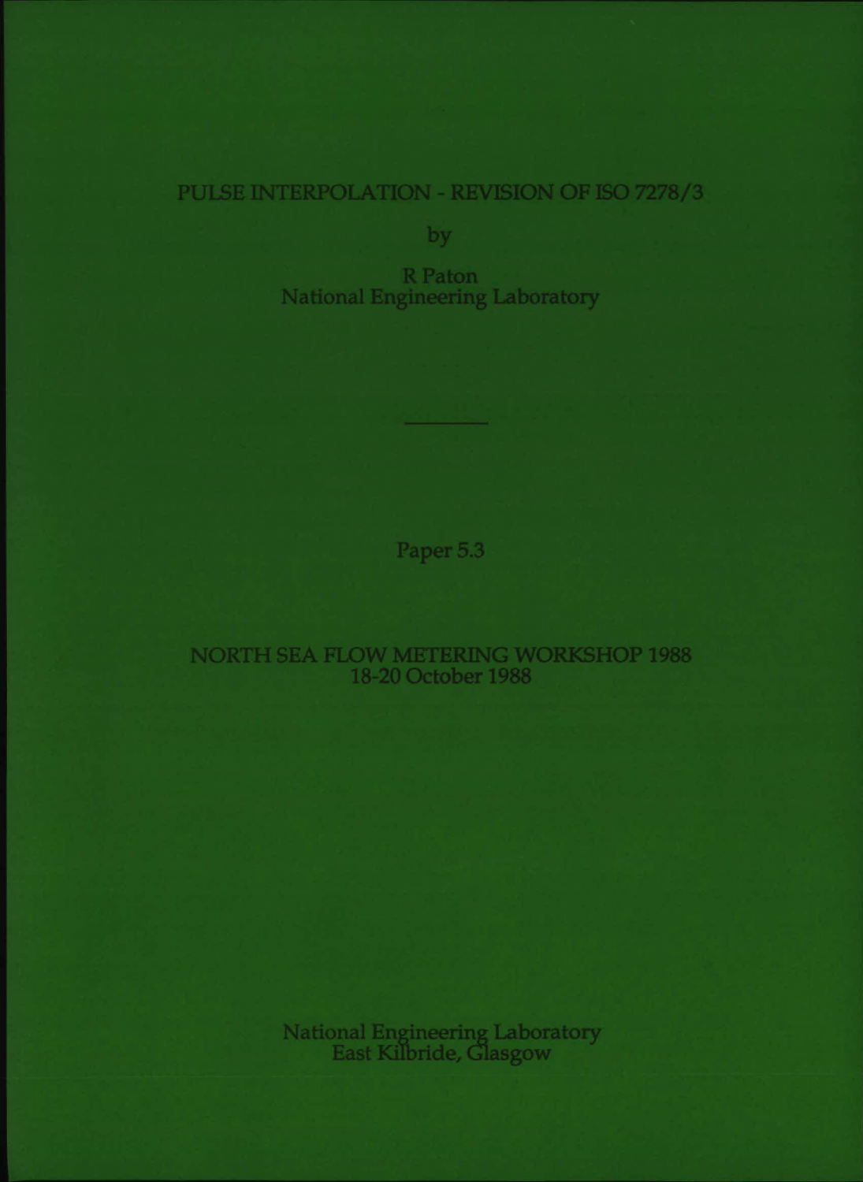# PULSE INTERPOLATION - REVISION OF ISO 7278/3

by

R Paton
National Engineering Laboratory

---

Paper 5.3

NORTH SEA FLOW METERING WORKSHOP 1988
18-20 October 1988

National Engineering Laboratory
East Kilbride, Glasgow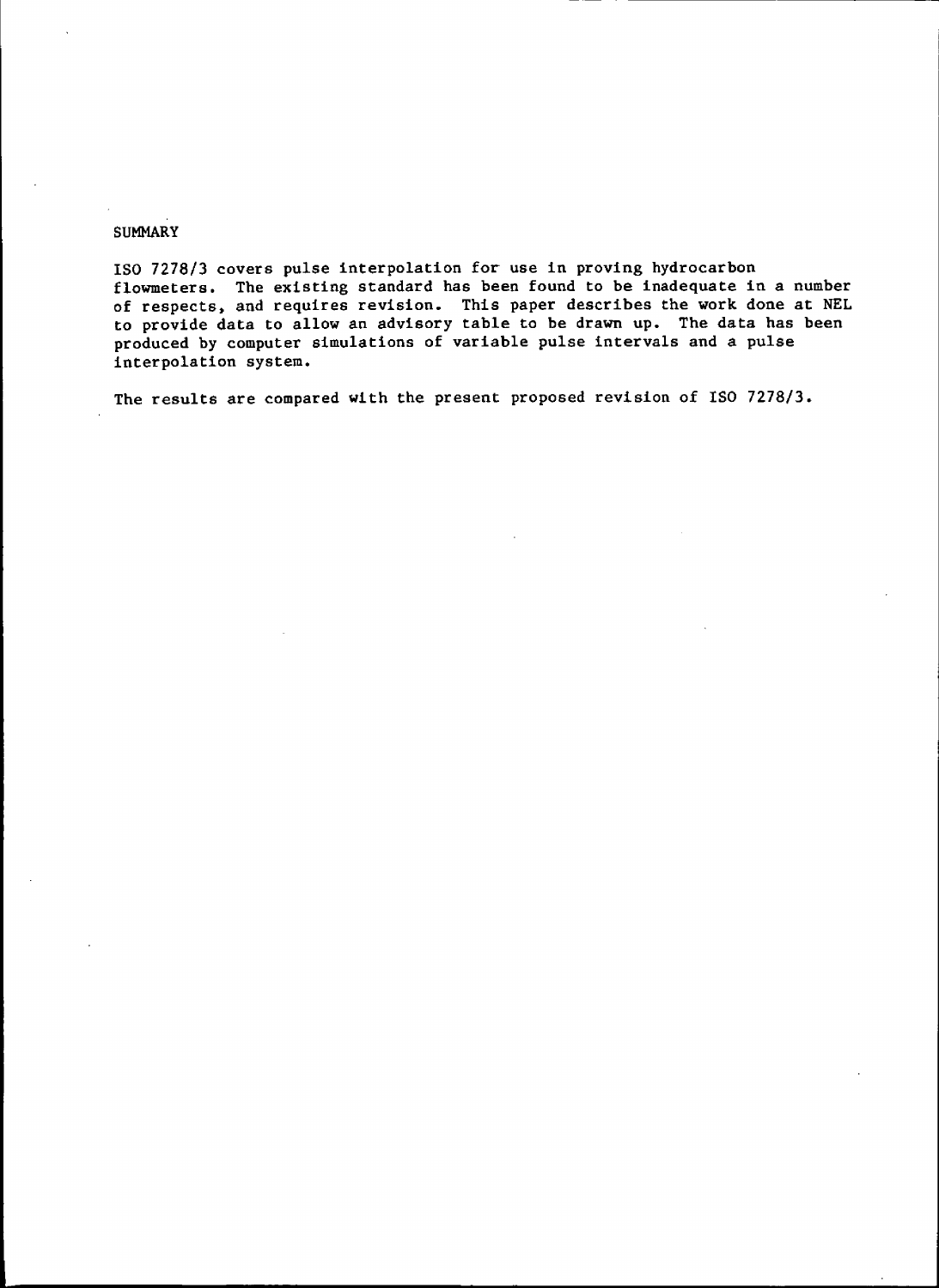## SUMMARY

ISO 7278/3 covers pulse interpolation for use in proving hydrocarbon flowmeters. The existing standard has been found to be inadequate in a number of respects, and requires revision. This paper describes the work done at NEL to provide data to allow an advisory table to be drawn up. The data has been produced by computer simulations of variable pulse intervals and a pulse interpolation system.

The results are compared with the present proposed revision of ISO 7278/3.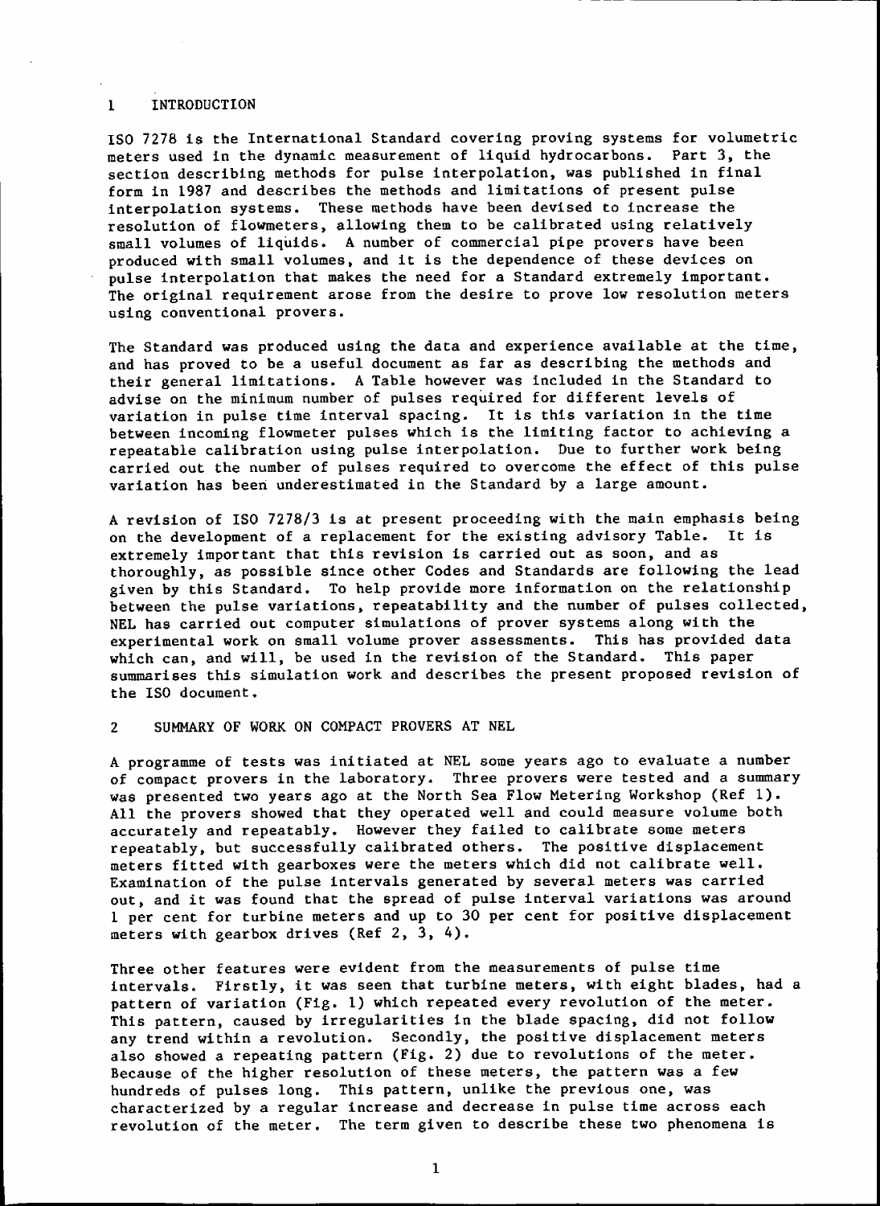## 1 INTRODUCTION

ISO 7278 is the International Standard covering proving systems for volumetric meters used in the dynamic measurement of liquid hydrocarbons. Part 3, the section describing methods for pulse interpolation, was published in final form in 1987 and describes the methods and limitations of present pulse interpolation systems. These methods have been devised to increase the resolution of flowmeters, allowing them to be calibrated using relatively small volumes of liquids. A number of commercial pipe provers have been produced with small volumes, and it is the dependence of these devices on pulse interpolation that makes the need for a Standard extremely important. The original requirement arose from the desire to prove low resolution meters using conventional provers.

The Standard was produced using the data and experience available at the time, and has proved to be a useful document as far as describing the methods and their general limitations. A Table however was included in the Standard to advise on the minimum number of pulses required for different levels of variation in pulse time interval spacing. It is this variation in the time between incoming flowmeter pulses which is the limiting factor to achieving a repeatable calibration using pulse interpolation. Due to further work being carried out the number of pulses required to overcome the effect of this pulse variation has been underestimated in the Standard by a large amount.

A revision of ISO 7278/3 is at present proceeding with the main emphasis being on the development of a replacement for the existing advisory Table. It is extremely important that this revision is carried out as soon, and as thoroughly, as possible since other Codes and Standards are following the lead given by this Standard. To help provide more information on the relationship between the pulse variations, repeatability and the number of pulses collected, NEL has carried out computer simulations of prover systems along with the experimental work on small volume prover assessments. This has provided data which can, and will, be used in the revision of the Standard. This paper summarises this simulation work and describes the present proposed revision of the ISO document.

## 2 SUMMARY OF WORK ON COMPACT PROVERS AT NEL

A programme of tests was initiated at NEL some years ago to evaluate a number of compact provers in the laboratory. Three provers were tested and a summary was presented two years ago at the North Sea Flow Metering Workshop (Ref 1). All the provers showed that they operated well and could measure volume both accurately and repeatably. However they failed to calibrate some meters repeatably, but successfully calibrated others. The positive displacement meters fitted with gearboxes were the meters which did not calibrate well. Examination of the pulse intervals generated by several meters was carried out, and it was found that the spread of pulse interval variations was around 1 per cent for turbine meters and up to 30 per cent for positive displacement meters with gearbox drives (Ref 2, 3, 4).

Three other features were evident from the measurements of pulse time intervals. Firstly, it was seen that turbine meters, with eight blades, had a pattern of variation (Fig. 1) which repeated every revolution of the meter. This pattern, caused by irregularities in the blade spacing, did not follow any trend within a revolution. Secondly, the positive displacement meters also showed a repeating pattern (Fig. 2) due to revolutions of the meter. Because of the higher resolution of these meters, the pattern was a few hundreds of pulses long. This pattern, unlike the previous one, was characterized by a regular increase and decrease in pulse time across each revolution of the meter. The term given to describe these two phenomena is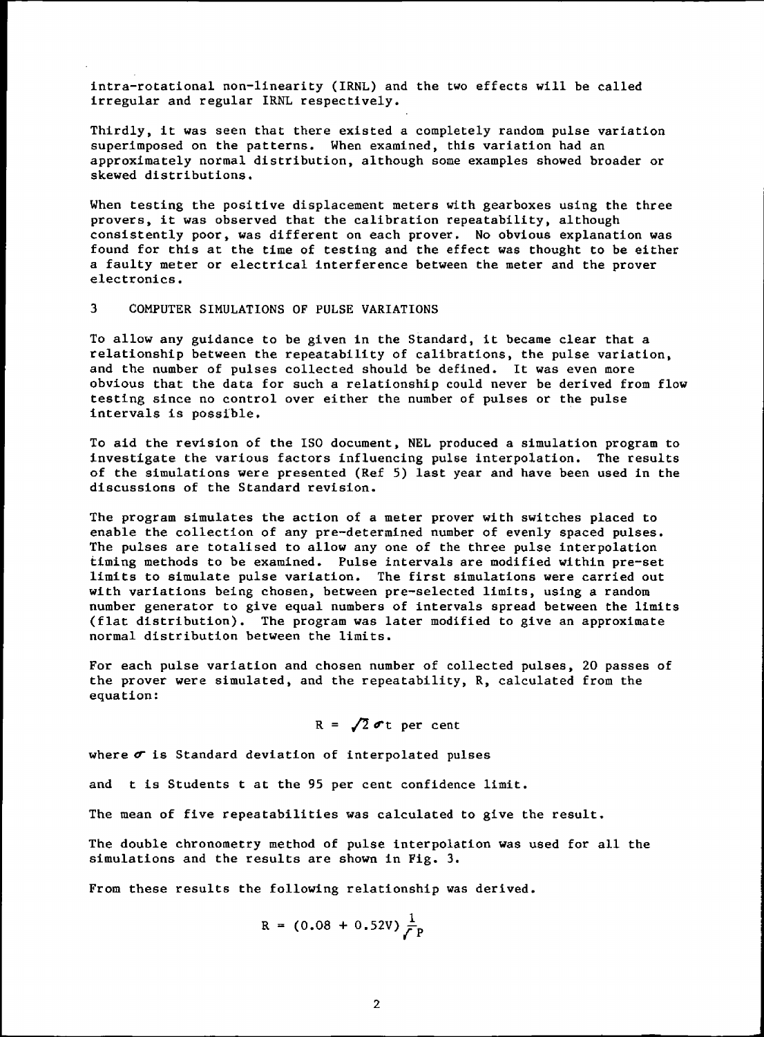intra-rotational non-linearity (IRNL) and the two effects will be called irregular and regular IRNL respectively.

Thirdly, it was seen that there existed a completely random pulse variation superimposed on the patterns. When examined, this variation had an approximately normal distribution, although some examples showed broader or skewed distributions.

When testing the positive displacement meters with gearboxes using the three provers, it was observed that the calibration repeatability, although consistently poor, was different on each prover. No obvious explanation was found for this at the time of testing and the effect was thought to be either a faulty meter or electrical interference between the meter and the prover electronics.

## 3 COMPUTER SIMULATIONS OF PULSE VARIATIONS

To allow any guidance to be given in the Standard, it became clear that a relationship between the repeatability of calibrations, the pulse variation, and the number of pulses collected should be defined. It was even more obvious that the data for such a relationship could never be derived from flow testing since no control over either the number of pulses or the pulse intervals is possible.

To aid the revision of the ISO document, NEL produced a simulation program to investigate the various factors influencing pulse interpolation. The results of the simulations were presented (Ref 5) last year and have been used in the discussions of the Standard revision.

The program simulates the action of a meter prover with switches placed to enable the collection of any pre-determined number of evenly spaced pulses. The pulses are totalised to allow any one of the three pulse interpolation timing methods to be examined. Pulse intervals are modified within pre-set limits to simulate pulse variation. The first simulations were carried out with variations being chosen, between pre-selected limits, using a random number generator to give equal numbers of intervals spread between the limits (flat distribution). The program was later modified to give an approximate normal distribution between the limits.

For each pulse variation and chosen number of collected pulses, 20 passes of the prover were simulated, and the repeatability, R, calculated from the equation:

$$R = \sqrt{2}\,\sigma t \text{ per cent}$$

where $\sigma$ is Standard deviation of interpolated pulses

and $t$ is Students t at the 95 per cent confidence limit.

The mean of five repeatabilities was calculated to give the result.

The double chronometry method of pulse interpolation was used for all the simulations and the results are shown in Fig. 3.

From these results the following relationship was derived.

$$R = (0.08 + 0.52V)\frac{1}{\sqrt{P}}$$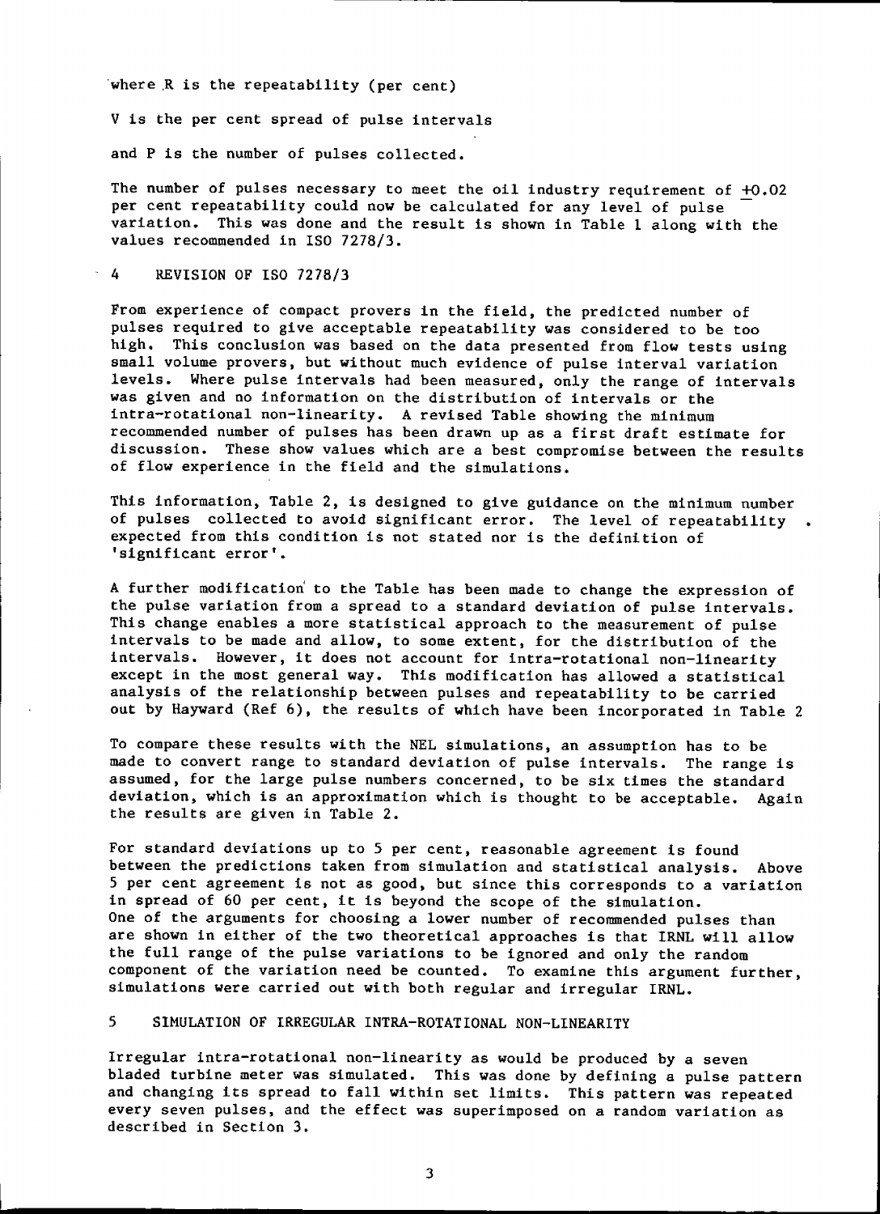where $R$ is the repeatability (per cent)

$V$ is the per cent spread of pulse intervals

and $P$ is the number of pulses collected.

The number of pulses necessary to meet the oil industry requirement of $\pm 0.02$ per cent repeatability could now be calculated for any level of pulse variation. This was done and the result is shown in Table 1 along with the values recommended in ISO 7278/3.

## 4 REVISION OF ISO 7278/3

From experience of compact provers in the field, the predicted number of pulses required to give acceptable repeatability was considered to be too high. This conclusion was based on the data presented from flow tests using small volume provers, but without much evidence of pulse interval variation levels. Where pulse intervals had been measured, only the range of intervals was given and no information on the distribution of intervals or the intra-rotational non-linearity. A revised Table showing the minimum recommended number of pulses has been drawn up as a first draft estimate for discussion. These show values which are a best compromise between the results of flow experience in the field and the simulations.

This information, Table 2, is designed to give guidance on the minimum number of pulses collected to avoid significant error. The level of repeatability expected from this condition is not stated nor is the definition of 'significant error'.

A further modification to the Table has been made to change the expression of the pulse variation from a spread to a standard deviation of pulse intervals. This change enables a more statistical approach to the measurement of pulse intervals to be made and allow, to some extent, for the distribution of the intervals. However, it does not account for intra-rotational non-linearity except in the most general way. This modification has allowed a statistical analysis of the relationship between pulses and repeatability to be carried out by Hayward (Ref 6), the results of which have been incorporated in Table 2

To compare these results with the NEL simulations, an assumption has to be made to convert range to standard deviation of pulse intervals. The range is assumed, for the large pulse numbers concerned, to be six times the standard deviation, which is an approximation which is thought to be acceptable. Again the results are given in Table 2.

For standard deviations up to 5 per cent, reasonable agreement is found between the predictions taken from simulation and statistical analysis. Above 5 per cent agreement is not as good, but since this corresponds to a variation in spread of 60 per cent, it is beyond the scope of the simulation. One of the arguments for choosing a lower number of recommended pulses than are shown in either of the two theoretical approaches is that IRNL will allow the full range of the pulse variations to be ignored and only the random component of the variation need be counted. To examine this argument further, simulations were carried out with both regular and irregular IRNL.

## 5 SIMULATION OF IRREGULAR INTRA-ROTATIONAL NON-LINEARITY

Irregular intra-rotational non-linearity as would be produced by a seven bladed turbine meter was simulated. This was done by defining a pulse pattern and changing its spread to fall within set limits. This pattern was repeated every seven pulses, and the effect was superimposed on a random variation as described in Section 3.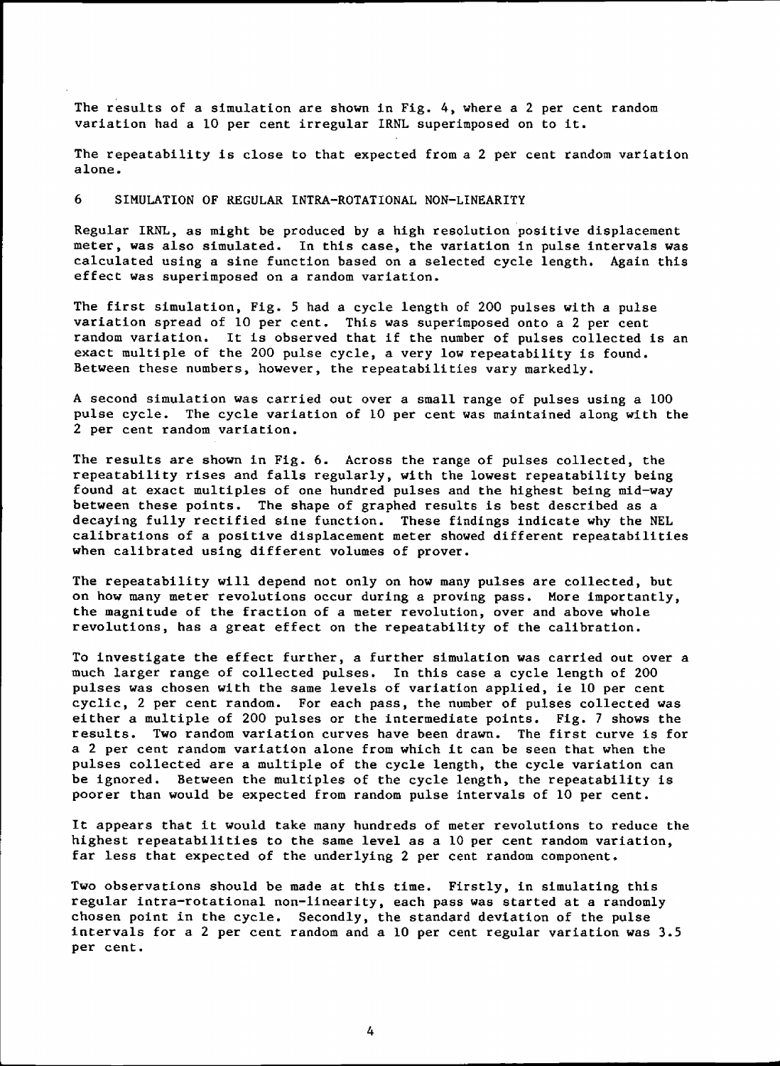The results of a simulation are shown in Fig. 4, where a 2 per cent random variation had a 10 per cent irregular IRNL superimposed on to it.

The repeatability is close to that expected from a 2 per cent random variation alone.

## 6 SIMULATION OF REGULAR INTRA-ROTATIONAL NON-LINEARITY

Regular IRNL, as might be produced by a high resolution positive displacement meter, was also simulated. In this case, the variation in pulse intervals was calculated using a sine function based on a selected cycle length. Again this effect was superimposed on a random variation.

The first simulation, Fig. 5 had a cycle length of 200 pulses with a pulse variation spread of 10 per cent. This was superimposed onto a 2 per cent random variation. It is observed that if the number of pulses collected is an exact multiple of the 200 pulse cycle, a very low repeatability is found. Between these numbers, however, the repeatabilities vary markedly.

A second simulation was carried out over a small range of pulses using a 100 pulse cycle. The cycle variation of 10 per cent was maintained along with the 2 per cent random variation.

The results are shown in Fig. 6. Across the range of pulses collected, the repeatability rises and falls regularly, with the lowest repeatability being found at exact multiples of one hundred pulses and the highest being mid-way between these points. The shape of graphed results is best described as a decaying fully rectified sine function. These findings indicate why the NEL calibrations of a positive displacement meter showed different repeatabilities when calibrated using different volumes of prover.

The repeatability will depend not only on how many pulses are collected, but on how many meter revolutions occur during a proving pass. More importantly, the magnitude of the fraction of a meter revolution, over and above whole revolutions, has a great effect on the repeatability of the calibration.

To investigate the effect further, a further simulation was carried out over a much larger range of collected pulses. In this case a cycle length of 200 pulses was chosen with the same levels of variation applied, ie 10 per cent cyclic, 2 per cent random. For each pass, the number of pulses collected was either a multiple of 200 pulses or the intermediate points. Fig. 7 shows the results. Two random variation curves have been drawn. The first curve is for a 2 per cent random variation alone from which it can be seen that when the pulses collected are a multiple of the cycle length, the cycle variation can be ignored. Between the multiples of the cycle length, the repeatability is poorer than would be expected from random pulse intervals of 10 per cent.

It appears that it would take many hundreds of meter revolutions to reduce the highest repeatabilities to the same level as a 10 per cent random variation, far less that expected of the underlying 2 per cent random component.

Two observations should be made at this time. Firstly, in simulating this regular intra-rotational non-linearity, each pass was started at a randomly chosen point in the cycle. Secondly, the standard deviation of the pulse intervals for a 2 per cent random and a 10 per cent regular variation was 3.5 per cent.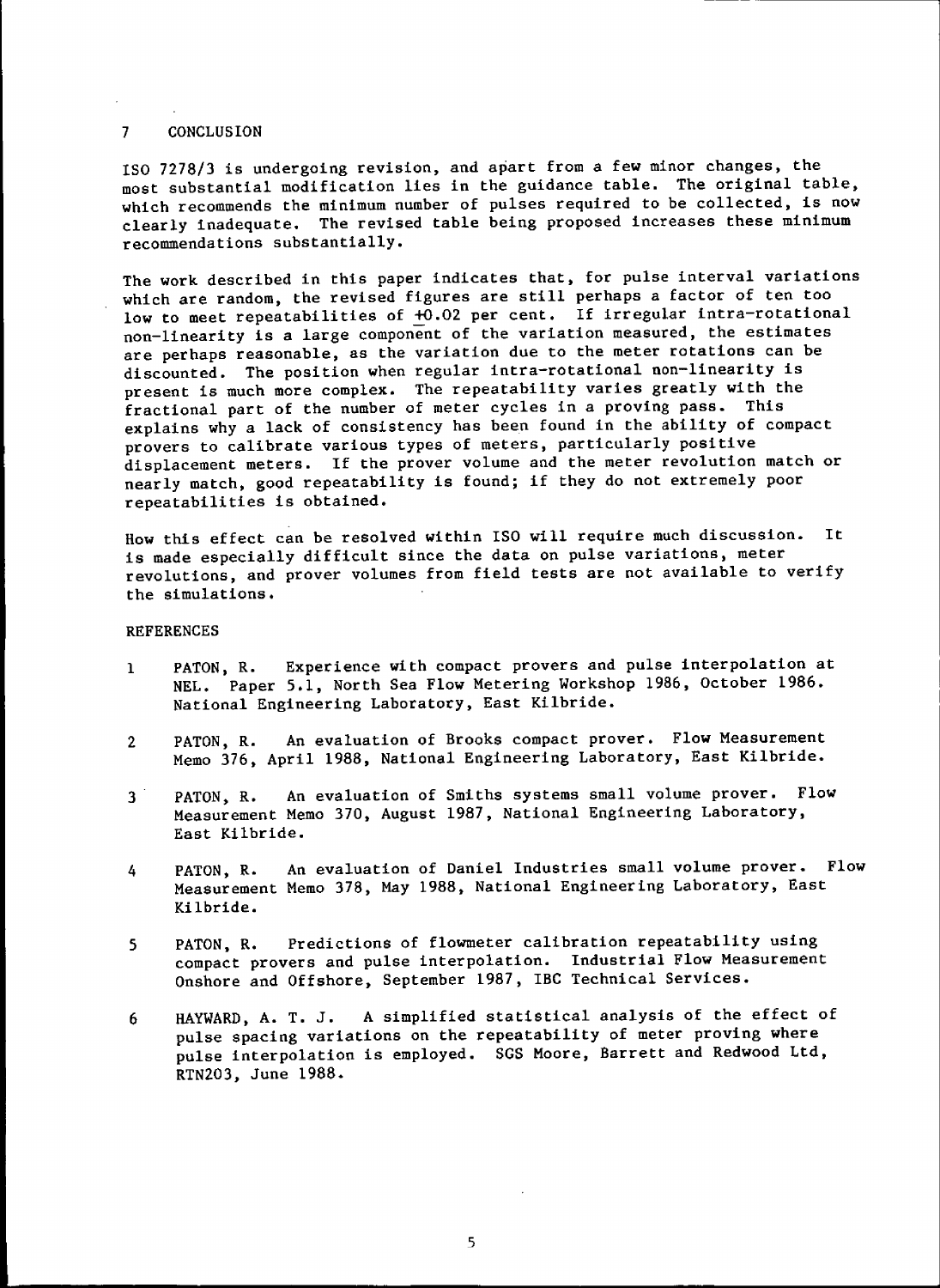## 7 CONCLUSION

ISO 7278/3 is undergoing revision, and apart from a few minor changes, the most substantial modification lies in the guidance table. The original table, which recommends the minimum number of pulses required to be collected, is now clearly inadequate. The revised table being proposed increases these minimum recommendations substantially.

The work described in this paper indicates that, for pulse interval variations which are random, the revised figures are still perhaps a factor of ten too low to meet repeatabilities of ±0.02 per cent. If irregular intra-rotational non-linearity is a large component of the variation measured, the estimates are perhaps reasonable, as the variation due to the meter rotations can be discounted. The position when regular intra-rotational non-linearity is present is much more complex. The repeatability varies greatly with the fractional part of the number of meter cycles in a proving pass. This explains why a lack of consistency has been found in the ability of compact provers to calibrate various types of meters, particularly positive displacement meters. If the prover volume and the meter revolution match or nearly match, good repeatability is found; if they do not extremely poor repeatabilities is obtained.

How this effect can be resolved within ISO will require much discussion. It is made especially difficult since the data on pulse variations, meter revolutions, and prover volumes from field tests are not available to verify the simulations.

## REFERENCES

1. PATON, R. Experience with compact provers and pulse interpolation at NEL. Paper 5.1, North Sea Flow Metering Workshop 1986, October 1986. National Engineering Laboratory, East Kilbride.
2. PATON, R. An evaluation of Brooks compact prover. Flow Measurement Memo 376, April 1988, National Engineering Laboratory, East Kilbride.
3. PATON, R. An evaluation of Smiths systems small volume prover. Flow Measurement Memo 370, August 1987, National Engineering Laboratory, East Kilbride.
4. PATON, R. An evaluation of Daniel Industries small volume prover. Flow Measurement Memo 378, May 1988, National Engineering Laboratory, East Kilbride.
5. PATON, R. Predictions of flowmeter calibration repeatability using compact provers and pulse interpolation. Industrial Flow Measurement Onshore and Offshore, September 1987, IBC Technical Services.
6. HAYWARD, A. T. J. A simplified statistical analysis of the effect of pulse spacing variations on the repeatability of meter proving where pulse interpolation is employed. SGS Moore, Barrett and Redwood Ltd, RTN203, June 1988.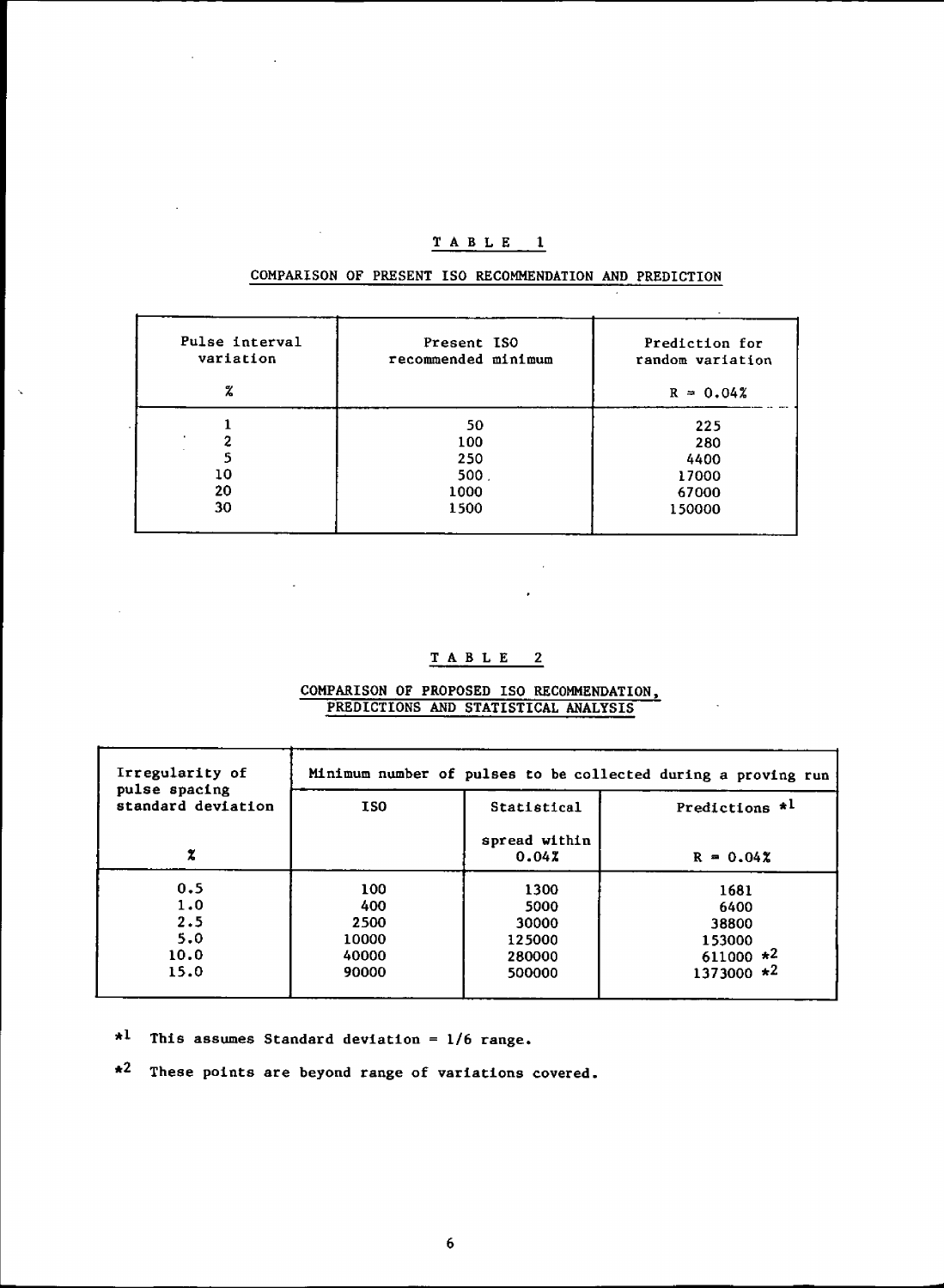## TABLE 1

COMPARISON OF PRESENT ISO RECOMMENDATION AND PREDICTION

| Pulse interval variation<br>% | Present ISO recommended minimum | Prediction for random variation<br>R = 0.04% |
|---|---|---|
| 1 | 50 | 225 |
| 2 | 100 | 280 |
| 5 | 250 | 4400 |
| 10 | 500 | 17000 |
| 20 | 1000 | 67000 |
| 30 | 1500 | 150000 |

## TABLE 2

COMPARISON OF PROPOSED ISO RECOMMENDATION, PREDICTIONS AND STATISTICAL ANALYSIS

| Irregularity of pulse spacing standard deviation | Minimum number of pulses to be collected during a proving run | | |
|---|---|---|---|
| % | ISO | Statistical<br>spread within 0.04% | Predictions *1<br>R = 0.04% |
| 0.5 | 100 | 1300 | 1681 |
| 1.0 | 400 | 5000 | 6400 |
| 2.5 | 2500 | 30000 | 38800 |
| 5.0 | 10000 | 125000 | 153000 |
| 10.0 | 40000 | 280000 | 611000 *2 |
| 15.0 | 90000 | 500000 | 1373000 *2 |

*1 This assumes Standard deviation = 1/6 range.

*2 These points are beyond range of variations covered.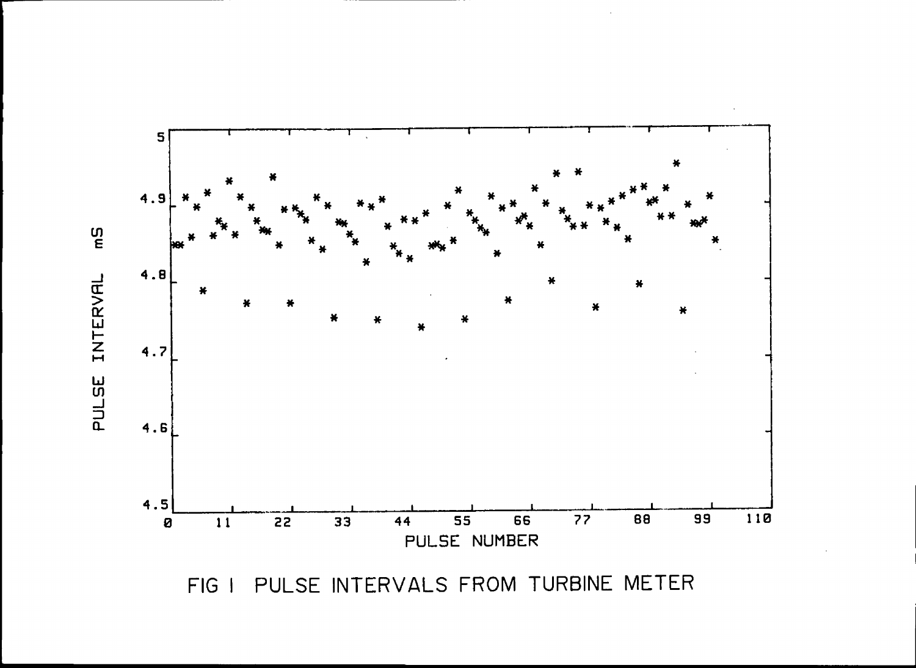FIG 1 PULSE INTERVALS FROM TURBINE METER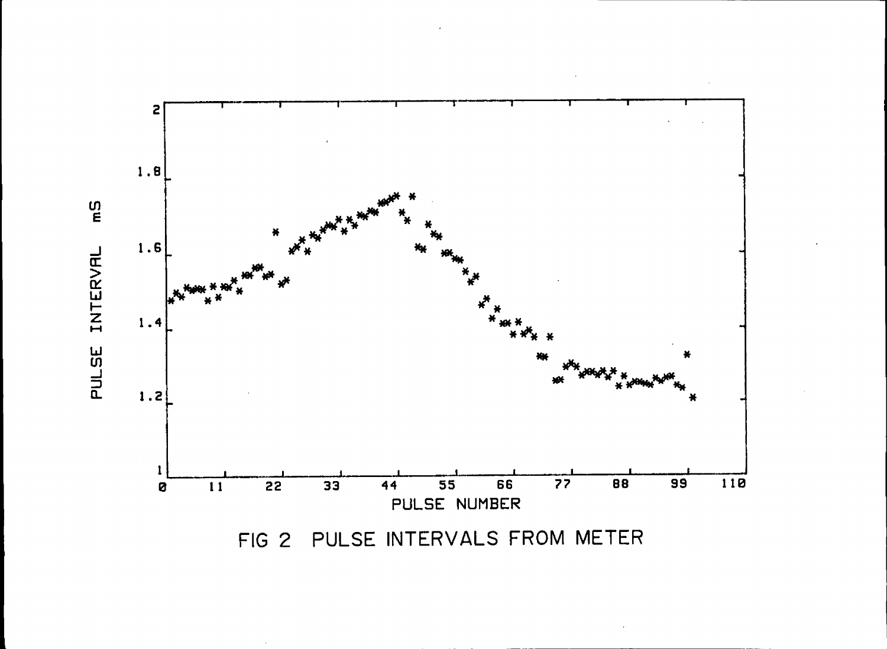FIG 2 PULSE INTERVALS FROM METER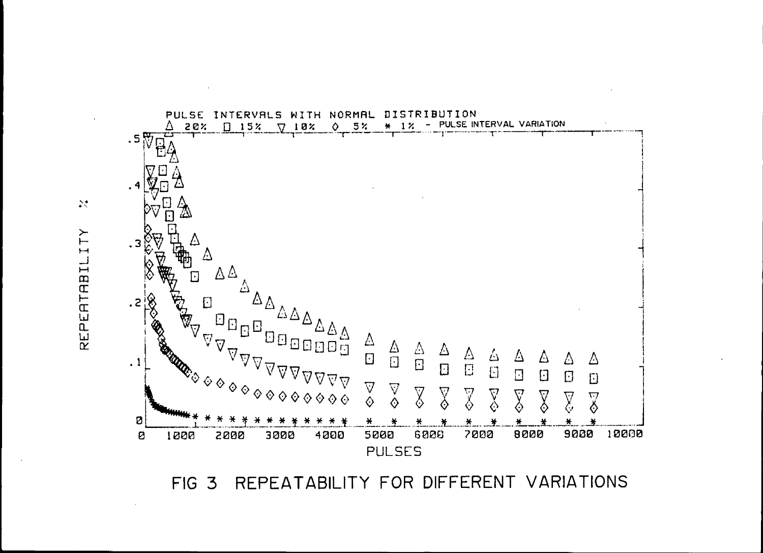PULSE INTERVALS WITH NORMAL DISTRIBUTION

△ 20% □ 15% ▽ 10% ◇ 5% * 1% - PULSE INTERVAL VARIATION

REPEATABILITY %

PULSES

FIG 3 REPEATABILITY FOR DIFFERENT VARIATIONS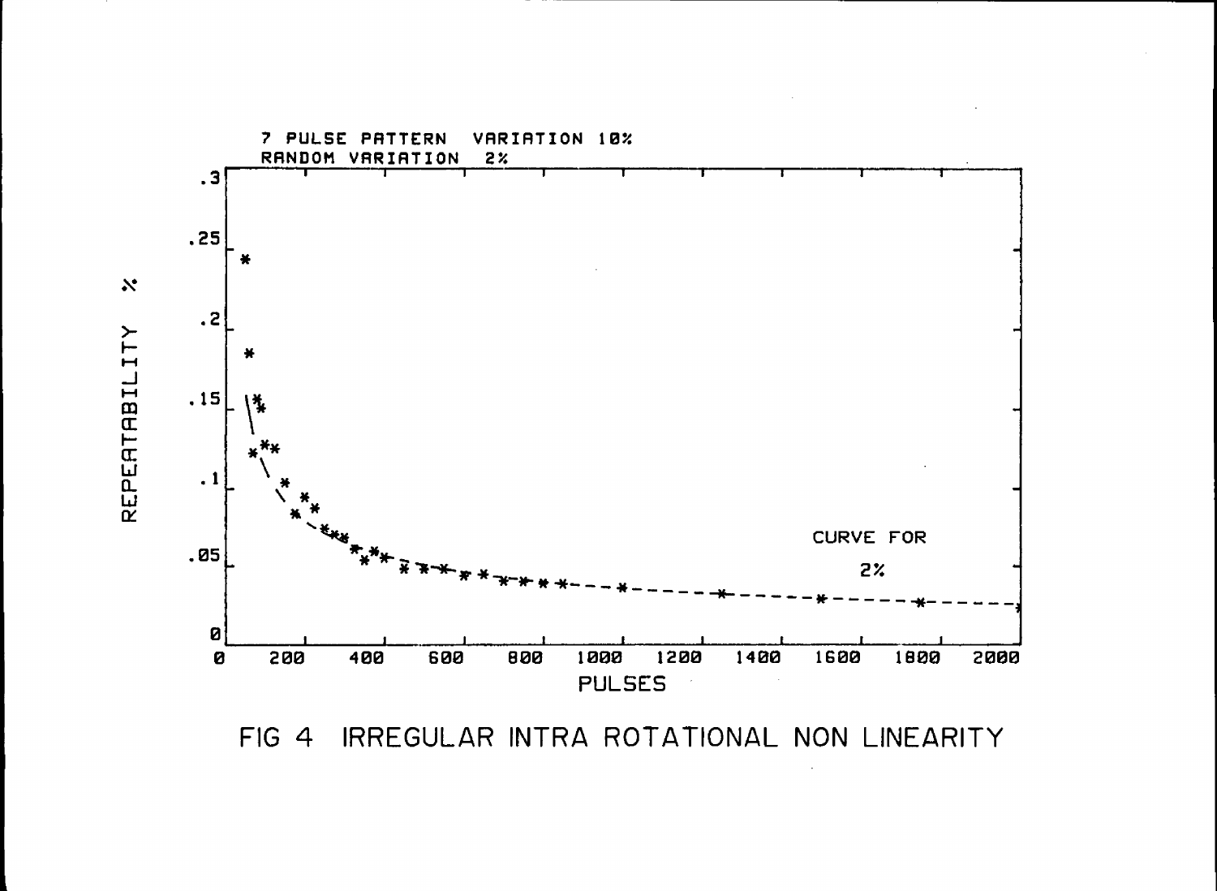7 PULSE PATTERN VARIATION 10%
RANDOM VARIATION 2%

REPEATABILITY %

PULSES

CURVE FOR 2%

FIG 4 IRREGULAR INTRA ROTATIONAL NON LINEARITY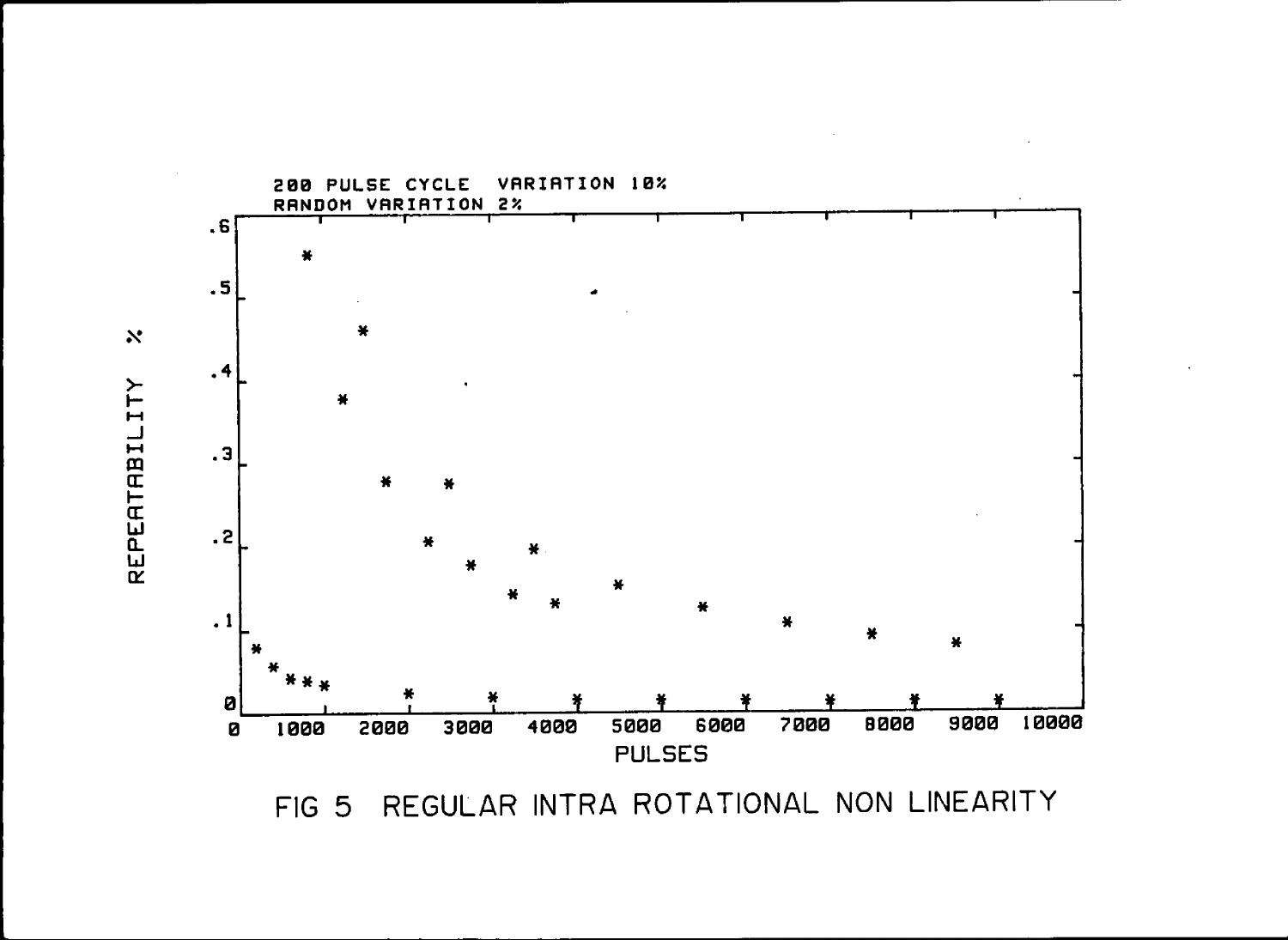200 PULSE CYCLE VARIATION 10%
RANDOM VARIATION 2%

REPEATABILITY %

PULSES

FIG 5 REGULAR INTRA ROTATIONAL NON LINEARITY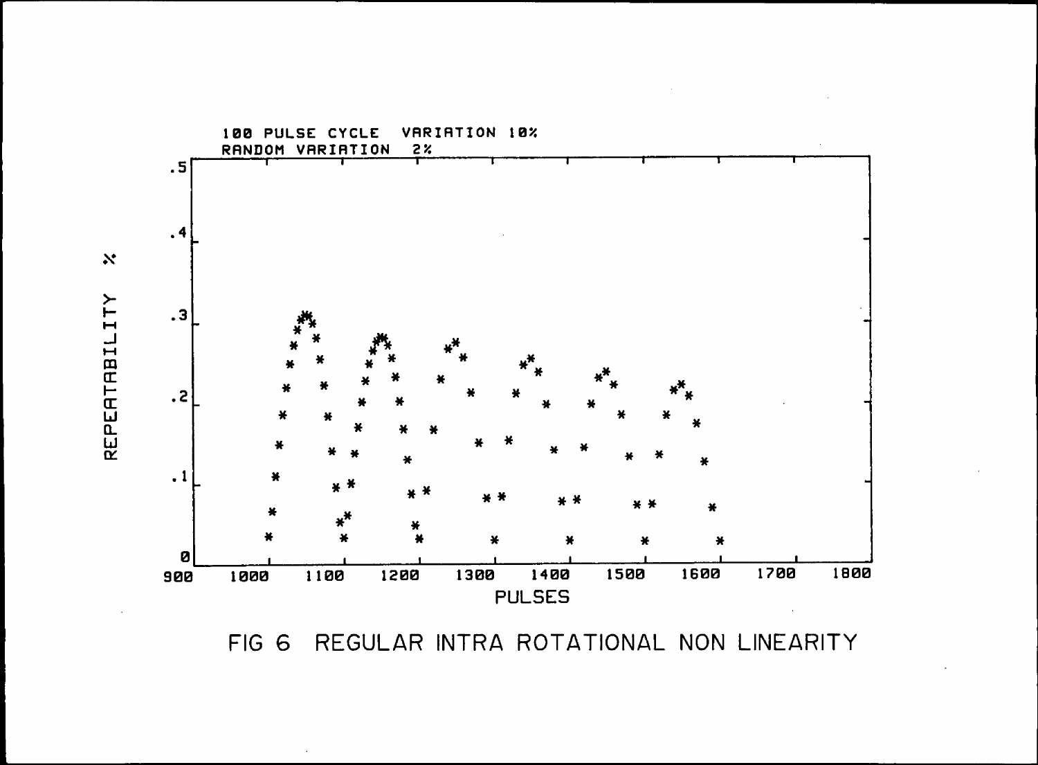100 PULSE CYCLE VARIATION 10%
RANDOM VARIATION 2%

FIG 6 REGULAR INTRA ROTATIONAL NON LINEARITY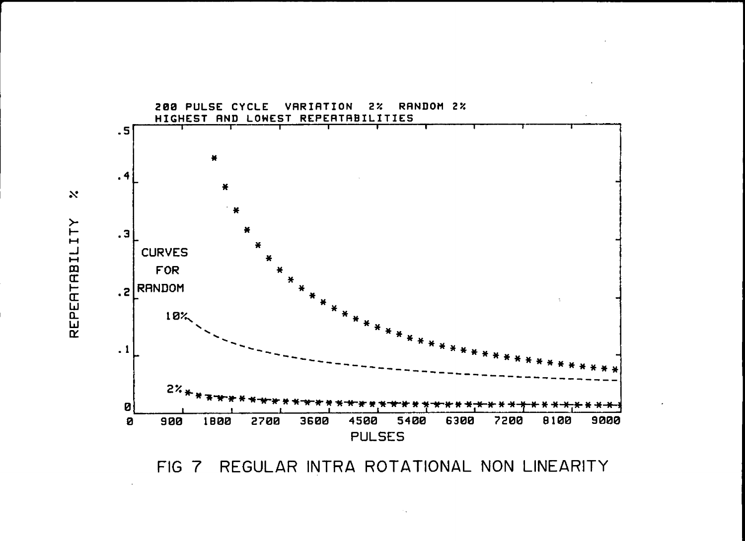200 PULSE CYCLE VARIATION 2% RANDOM 2%

HIGHEST AND LOWEST REPEATABILITIES

REPEATABILITY %

.5

.4

.3

.2

.1

0

CURVES

FOR

RANDOM

10%

2%

0 900 1800 2700 3600 4500 5400 6300 7200 8100 9000

PULSES

FIG 7 REGULAR INTRA ROTATIONAL NON LINEARITY